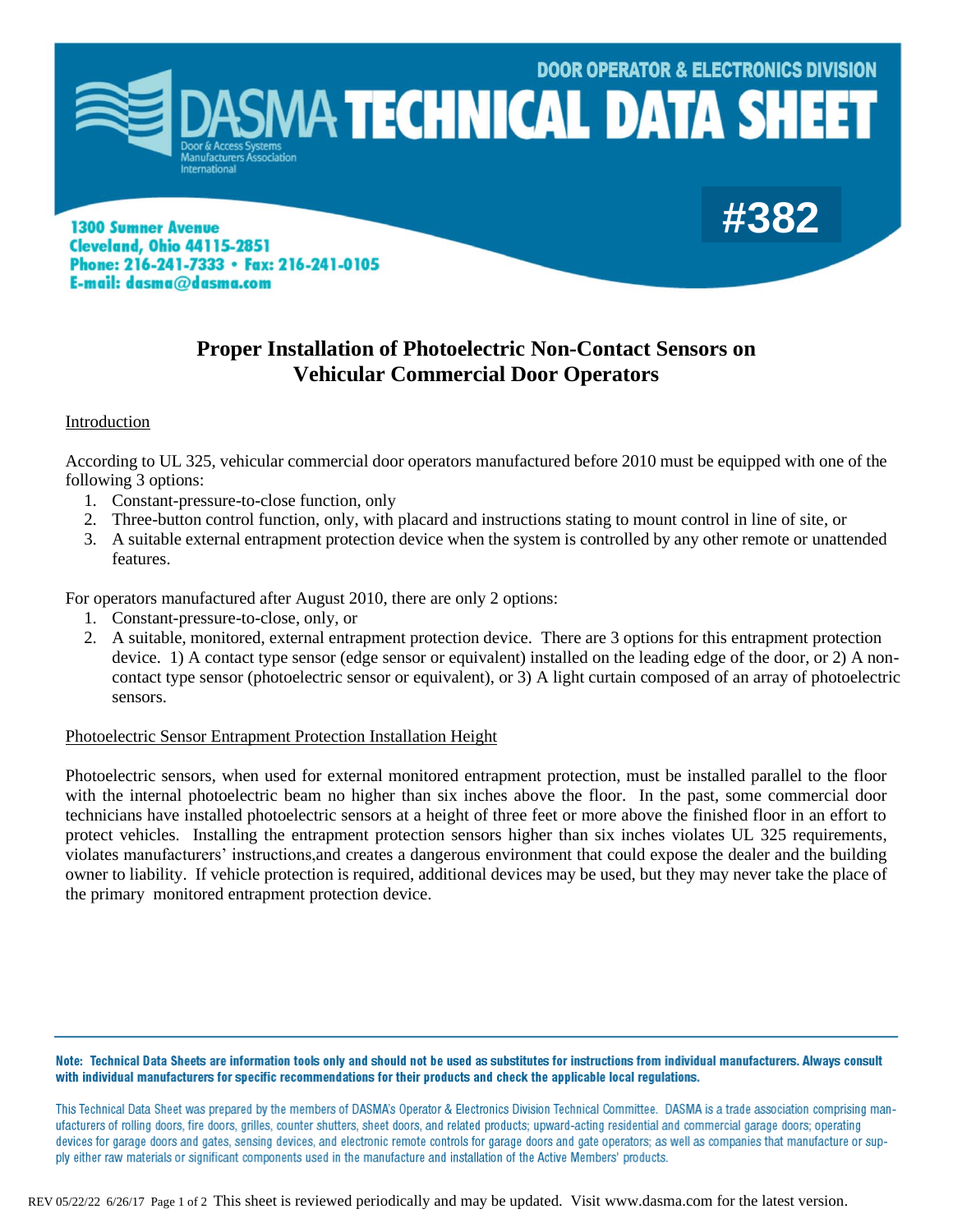DOOR OPERATOR & ELECTRONICS DIVISION

# DASMA TECHNICAL DATA SHEET

Door & Access Systems Manufacturers Association International

**1300 Sumner Avenue**
**Cleveland, Ohio 44115-2851**
**Phone: 216-241-7333 • Fax: 216-241-0105**
**E-mail: dasma@dasma.com**

**#382**

## Proper Installation of Photoelectric Non-Contact Sensors on Vehicular Commercial Door Operators

### Introduction

According to UL 325, vehicular commercial door operators manufactured before 2010 must be equipped with one of the following 3 options:

1. Constant-pressure-to-close function, only
2. Three-button control function, only, with placard and instructions stating to mount control in line of site, or
3. A suitable external entrapment protection device when the system is controlled by any other remote or unattended features.

For operators manufactured after August 2010, there are only 2 options:

1. Constant-pressure-to-close, only, or
2. A suitable, monitored, external entrapment protection device. There are 3 options for this entrapment protection device. 1) A contact type sensor (edge sensor or equivalent) installed on the leading edge of the door, or 2) A non-contact type sensor (photoelectric sensor or equivalent), or 3) A light curtain composed of an array of photoelectric sensors.

### Photoelectric Sensor Entrapment Protection Installation Height

Photoelectric sensors, when used for external monitored entrapment protection, must be installed parallel to the floor with the internal photoelectric beam no higher than six inches above the floor. In the past, some commercial door technicians have installed photoelectric sensors at a height of three feet or more above the finished floor in an effort to protect vehicles. Installing the entrapment protection sensors higher than six inches violates UL 325 requirements, violates manufacturers' instructions,and creates a dangerous environment that could expose the dealer and the building owner to liability. If vehicle protection is required, additional devices may be used, but they may never take the place of the primary monitored entrapment protection device.

---

**Note: Technical Data Sheets are information tools only and should not be used as substitutes for instructions from individual manufacturers. Always consult with individual manufacturers for specific recommendations for their products and check the applicable local regulations.**

This Technical Data Sheet was prepared by the members of DASMA's Operator & Electronics Division Technical Committee. DASMA is a trade association comprising manufacturers of rolling doors, fire doors, grilles, counter shutters, sheet doors, and related products; upward-acting residential and commercial garage doors; operating devices for garage doors and gates, sensing devices, and electronic remote controls for garage doors and gate operators; as well as companies that manufacture or supply either raw materials or significant components used in the manufacture and installation of the Active Members' products.

REV 05/22/22 6/26/17 This sheet is reviewed periodically and may be updated. Visit www.dasma.com for the latest version.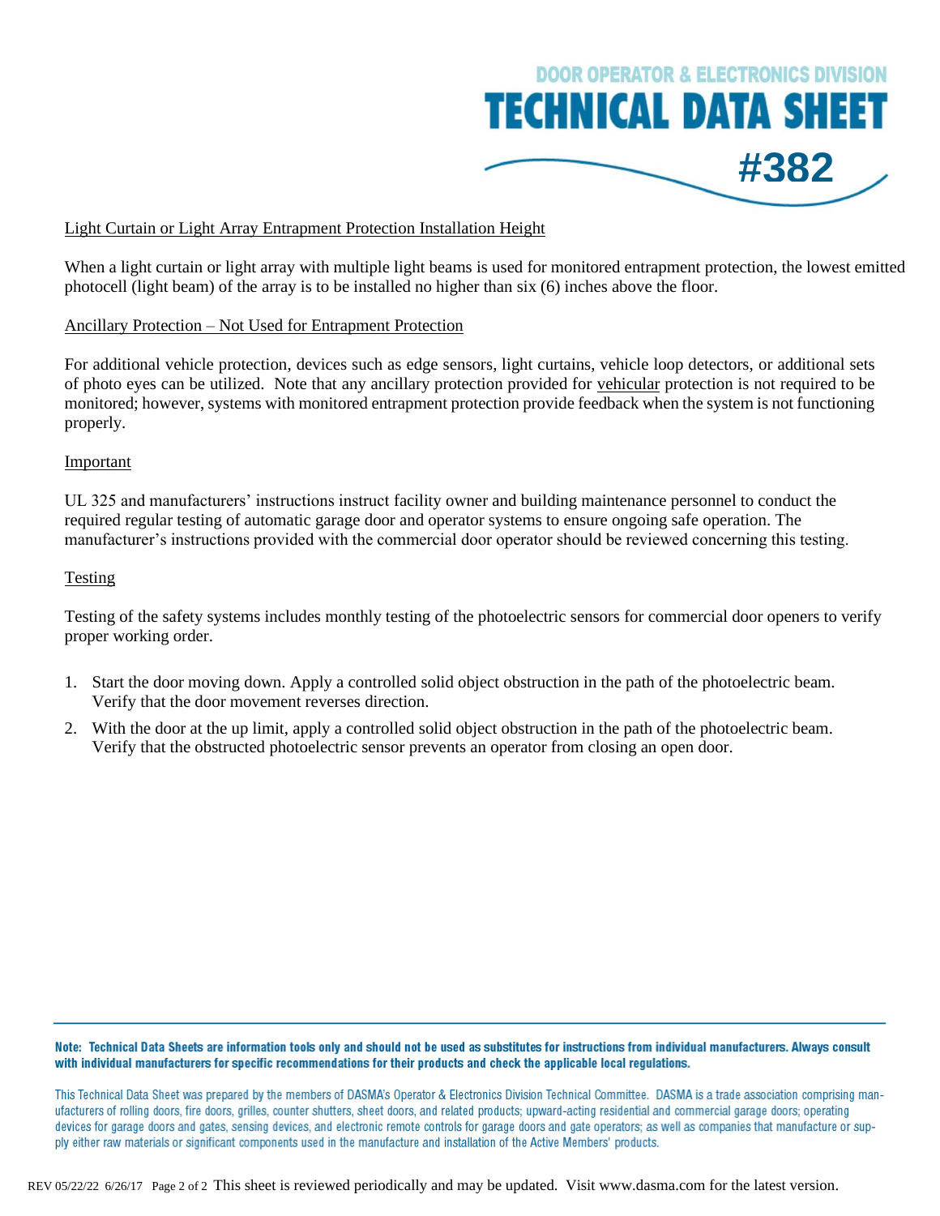# DOOR OPERATOR & ELECTRONICS DIVISION
# TECHNICAL DATA SHEET
# #382

Light Curtain or Light Array Entrapment Protection Installation Height

When a light curtain or light array with multiple light beams is used for monitored entrapment protection, the lowest emitted photocell (light beam) of the array is to be installed no higher than six (6) inches above the floor.

Ancillary Protection – Not Used for Entrapment Protection

For additional vehicle protection, devices such as edge sensors, light curtains, vehicle loop detectors, or additional sets of photo eyes can be utilized. Note that any ancillary protection provided for vehicular protection is not required to be monitored; however, systems with monitored entrapment protection provide feedback when the system is not functioning properly.

Important

UL 325 and manufacturers' instructions instruct facility owner and building maintenance personnel to conduct the required regular testing of automatic garage door and operator systems to ensure ongoing safe operation. The manufacturer's instructions provided with the commercial door operator should be reviewed concerning this testing.

Testing

Testing of the safety systems includes monthly testing of the photoelectric sensors for commercial door openers to verify proper working order.

1. Start the door moving down. Apply a controlled solid object obstruction in the path of the photoelectric beam. Verify that the door movement reverses direction.
2. With the door at the up limit, apply a controlled solid object obstruction in the path of the photoelectric beam. Verify that the obstructed photoelectric sensor prevents an operator from closing an open door.

**Note: Technical Data Sheets are information tools only and should not be used as substitutes for instructions from individual manufacturers. Always consult with individual manufacturers for specific recommendations for their products and check the applicable local regulations.**

This Technical Data Sheet was prepared by the members of DASMA's Operator & Electronics Division Technical Committee. DASMA is a trade association comprising manufacturers of rolling doors, fire doors, grilles, counter shutters, sheet doors, and related products; upward-acting residential and commercial garage doors; operating devices for garage doors and gates, sensing devices, and electronic remote controls for garage doors and gate operators; as well as companies that manufacture or supply either raw materials or significant components used in the manufacture and installation of the Active Members' products.

REV 05/22/22 6/26/17 This sheet is reviewed periodically and may be updated. Visit www.dasma.com for the latest version.